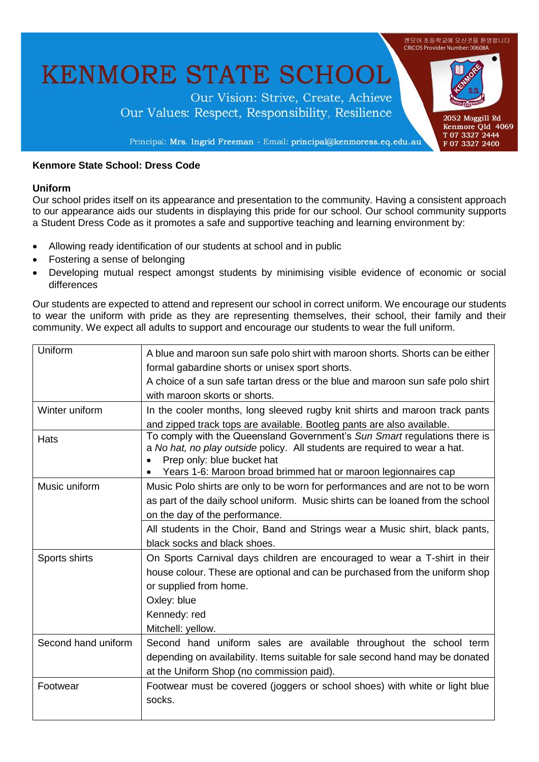# KENMORE STATE SCHOOL

켄모어 초등학교에 오신것을 환영합니다
CRICOS Provider Number: 00608A

Our Vision: Strive, Create, Achieve
Our Values: Respect, Responsibility, Resilience

Principal: **Mrs. Ingrid Freeman** - Email: **principal@kenmoress.eq.edu.au**

2052 Moggill Rd
Kenmore Qld 4069
T 07 3327 2444
F 07 3327 2400

## Kenmore State School: Dress Code

### Uniform

Our school prides itself on its appearance and presentation to the community. Having a consistent approach to our appearance aids our students in displaying this pride for our school. Our school community supports a Student Dress Code as it promotes a safe and supportive teaching and learning environment by:

- Allowing ready identification of our students at school and in public
- Fostering a sense of belonging
- Developing mutual respect amongst students by minimising visible evidence of economic or social differences

Our students are expected to attend and represent our school in correct uniform. We encourage our students to wear the uniform with pride as they are representing themselves, their school, their family and their community. We expect all adults to support and encourage our students to wear the full uniform.

| | |
|---|---|
| Uniform | A blue and maroon sun safe polo shirt with maroon shorts. Shorts can be either formal gabardine shorts or unisex sport shorts.<br>A choice of a sun safe tartan dress or the blue and maroon sun safe polo shirt with maroon skorts or shorts. |
| Winter uniform | In the cooler months, long sleeved rugby knit shirts and maroon track pants and zipped track tops are available. Bootleg pants are also available. |
| Hats | To comply with the Queensland Government's *Sun Smart* regulations there is a *No hat, no play outside* policy. All students are required to wear a hat.<br>• Prep only: blue bucket hat<br>• Years 1-6: Maroon broad brimmed hat or maroon legionnaires cap |
| Music uniform | Music Polo shirts are only to be worn for performances and are not to be worn as part of the daily school uniform. Music shirts can be loaned from the school on the day of the performance.<br>All students in the Choir, Band and Strings wear a Music shirt, black pants, black socks and black shoes. |
| Sports shirts | On Sports Carnival days children are encouraged to wear a T-shirt in their house colour. These are optional and can be purchased from the uniform shop or supplied from home.<br>Oxley: blue<br>Kennedy: red<br>Mitchell: yellow. |
| Second hand uniform | Second hand uniform sales are available throughout the school term depending on availability. Items suitable for sale second hand may be donated at the Uniform Shop (no commission paid). |
| Footwear | Footwear must be covered (joggers or school shoes) with white or light blue socks. |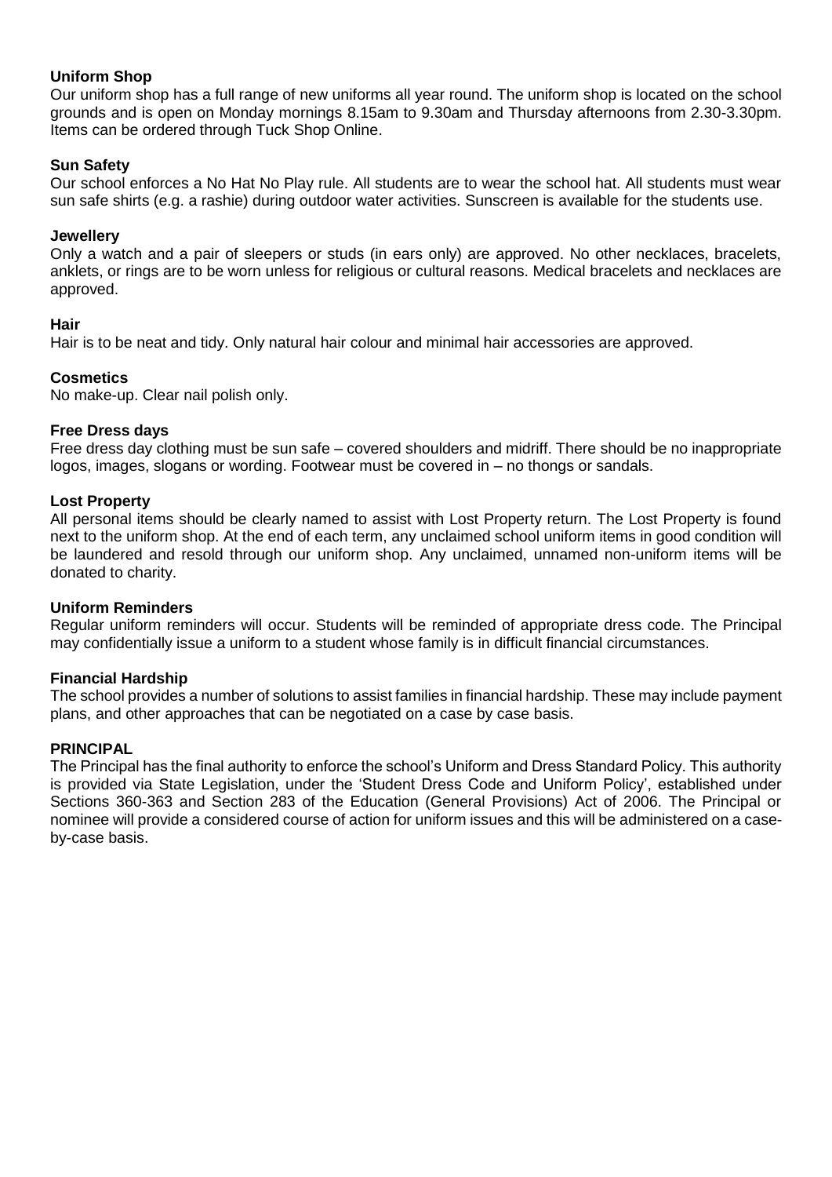**Uniform Shop**

Our uniform shop has a full range of new uniforms all year round. The uniform shop is located on the school grounds and is open on Monday mornings 8.15am to 9.30am and Thursday afternoons from 2.30-3.30pm. Items can be ordered through Tuck Shop Online.

**Sun Safety**

Our school enforces a No Hat No Play rule. All students are to wear the school hat. All students must wear sun safe shirts (e.g. a rashie) during outdoor water activities. Sunscreen is available for the students use.

**Jewellery**

Only a watch and a pair of sleepers or studs (in ears only) are approved. No other necklaces, bracelets, anklets, or rings are to be worn unless for religious or cultural reasons. Medical bracelets and necklaces are approved.

**Hair**

Hair is to be neat and tidy. Only natural hair colour and minimal hair accessories are approved.

**Cosmetics**

No make-up. Clear nail polish only.

**Free Dress days**

Free dress day clothing must be sun safe – covered shoulders and midriff. There should be no inappropriate logos, images, slogans or wording. Footwear must be covered in – no thongs or sandals.

**Lost Property**

All personal items should be clearly named to assist with Lost Property return. The Lost Property is found next to the uniform shop. At the end of each term, any unclaimed school uniform items in good condition will be laundered and resold through our uniform shop. Any unclaimed, unnamed non-uniform items will be donated to charity.

**Uniform Reminders**

Regular uniform reminders will occur. Students will be reminded of appropriate dress code. The Principal may confidentially issue a uniform to a student whose family is in difficult financial circumstances.

**Financial Hardship**

The school provides a number of solutions to assist families in financial hardship. These may include payment plans, and other approaches that can be negotiated on a case by case basis.

**PRINCIPAL**

The Principal has the final authority to enforce the school's Uniform and Dress Standard Policy. This authority is provided via State Legislation, under the 'Student Dress Code and Uniform Policy', established under Sections 360-363 and Section 283 of the Education (General Provisions) Act of 2006. The Principal or nominee will provide a considered course of action for uniform issues and this will be administered on a case-by-case basis.